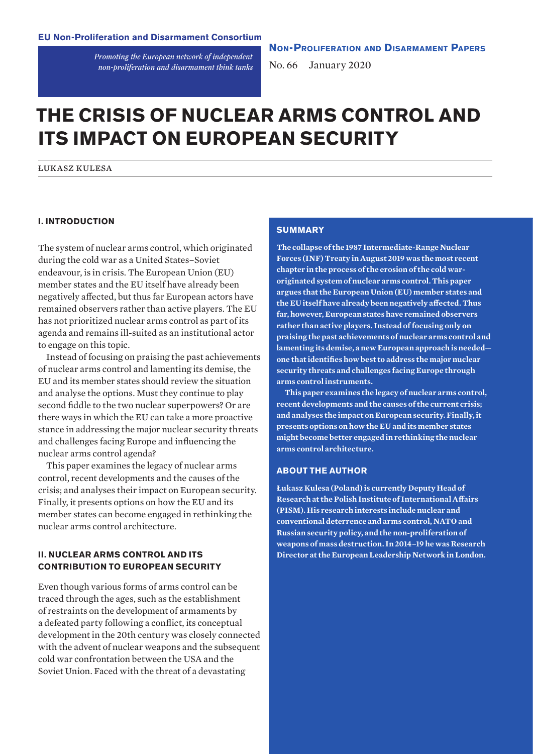**EU Non-Proliferation and Disarmament Consortium**

*Promoting the European network of independent non-proliferation and disarmament think tanks*

**Non-Proliferation and Disarmament Papers**

No. 66 January 2020

# THE CRISIS OF NUCLEAR ARMS CONTROL AND ITS IMPACT ON EUROPEAN SECURITY

ŁUKASZ KULESA

## SUMMARY

**The collapse of the 1987 Intermediate-Range Nuclear Forces (INF) Treaty in August 2019 was the most recent chapter in the process of the erosion of the cold war-originated system of nuclear arms control. This paper argues that the European Union (EU) member states and the EU itself have already been negatively affected. Thus far, however, European states have remained observers rather than active players. Instead of focusing only on praising the past achievements of nuclear arms control and lamenting its demise, a new European approach is needed—one that identifies how best to address the major nuclear security threats and challenges facing Europe through arms control instruments.**

**This paper examines the legacy of nuclear arms control, recent developments and the causes of the current crisis; and analyses the impact on European security. Finally, it presents options on how the EU and its member states might become better engaged in rethinking the nuclear arms control architecture.**

## ABOUT THE AUTHOR

**Łukasz Kulesa (Poland) is currently Deputy Head of Research at the Polish Institute of International Affairs (PISM). His research interests include nuclear and conventional deterrence and arms control, NATO and Russian security policy, and the non-proliferation of weapons of mass destruction. In 2014–19 he was Research Director at the European Leadership Network in London.**

## I. INTRODUCTION

The system of nuclear arms control, which originated during the cold war as a United States–Soviet endeavour, is in crisis. The European Union (EU) member states and the EU itself have already been negatively affected, but thus far European actors have remained observers rather than active players. The EU has not prioritized nuclear arms control as part of its agenda and remains ill-suited as an institutional actor to engage on this topic.

Instead of focusing on praising the past achievements of nuclear arms control and lamenting its demise, the EU and its member states should review the situation and analyse the options. Must they continue to play second fiddle to the two nuclear superpowers? Or are there ways in which the EU can take a more proactive stance in addressing the major nuclear security threats and challenges facing Europe and influencing the nuclear arms control agenda?

This paper examines the legacy of nuclear arms control, recent developments and the causes of the crisis; and analyses their impact on European security. Finally, it presents options on how the EU and its member states can become engaged in rethinking the nuclear arms control architecture.

## II. NUCLEAR ARMS CONTROL AND ITS CONTRIBUTION TO EUROPEAN SECURITY

Even though various forms of arms control can be traced through the ages, such as the establishment of restraints on the development of armaments by a defeated party following a conflict, its conceptual development in the 20th century was closely connected with the advent of nuclear weapons and the subsequent cold war confrontation between the USA and the Soviet Union. Faced with the threat of a devastating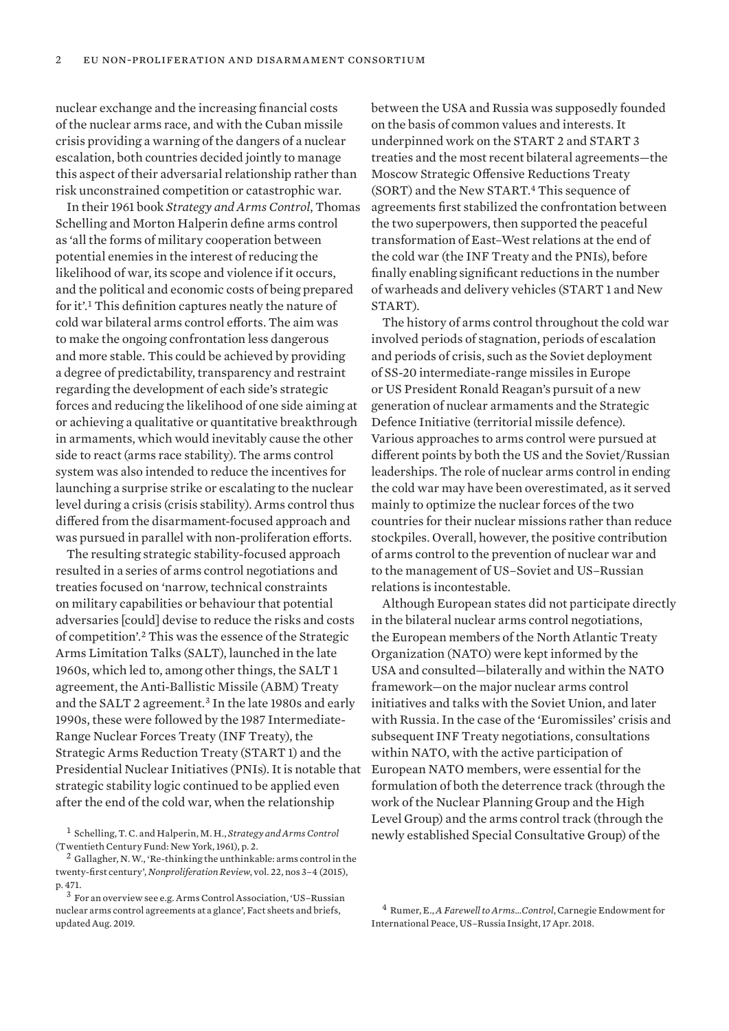nuclear exchange and the increasing financial costs of the nuclear arms race, and with the Cuban missile crisis providing a warning of the dangers of a nuclear escalation, both countries decided jointly to manage this aspect of their adversarial relationship rather than risk unconstrained competition or catastrophic war.

In their 1961 book *Strategy and Arms Control*, Thomas Schelling and Morton Halperin define arms control as 'all the forms of military cooperation between potential enemies in the interest of reducing the likelihood of war, its scope and violence if it occurs, and the political and economic costs of being prepared for it'.[1] This definition captures neatly the nature of cold war bilateral arms control efforts. The aim was to make the ongoing confrontation less dangerous and more stable. This could be achieved by providing a degree of predictability, transparency and restraint regarding the development of each side's strategic forces and reducing the likelihood of one side aiming at or achieving a qualitative or quantitative breakthrough in armaments, which would inevitably cause the other side to react (arms race stability). The arms control system was also intended to reduce the incentives for launching a surprise strike or escalating to the nuclear level during a crisis (crisis stability). Arms control thus differed from the disarmament-focused approach and was pursued in parallel with non-proliferation efforts.

The resulting strategic stability-focused approach resulted in a series of arms control negotiations and treaties focused on 'narrow, technical constraints on military capabilities or behaviour that potential adversaries [could] devise to reduce the risks and costs of competition'.[2] This was the essence of the Strategic Arms Limitation Talks (SALT), launched in the late 1960s, which led to, among other things, the SALT 1 agreement, the Anti-Ballistic Missile (ABM) Treaty and the SALT 2 agreement.[3] In the late 1980s and early 1990s, these were followed by the 1987 Intermediate-Range Nuclear Forces Treaty (INF Treaty), the Strategic Arms Reduction Treaty (START 1) and the Presidential Nuclear Initiatives (PNIs). It is notable that strategic stability logic continued to be applied even after the end of the cold war, when the relationship between the USA and Russia was supposedly founded on the basis of common values and interests. It underpinned work on the START 2 and START 3 treaties and the most recent bilateral agreements—the Moscow Strategic Offensive Reductions Treaty (SORT) and the New START.[4] This sequence of agreements first stabilized the confrontation between the two superpowers, then supported the peaceful transformation of East–West relations at the end of the cold war (the INF Treaty and the PNIs), before finally enabling significant reductions in the number of warheads and delivery vehicles (START 1 and New START).

The history of arms control throughout the cold war involved periods of stagnation, periods of escalation and periods of crisis, such as the Soviet deployment of SS-20 intermediate-range missiles in Europe or US President Ronald Reagan's pursuit of a new generation of nuclear armaments and the Strategic Defence Initiative (territorial missile defence). Various approaches to arms control were pursued at different points by both the US and the Soviet/Russian leaderships. The role of nuclear arms control in ending the cold war may have been overestimated, as it served mainly to optimize the nuclear forces of the two countries for their nuclear missions rather than reduce stockpiles. Overall, however, the positive contribution of arms control to the prevention of nuclear war and to the management of US–Soviet and US–Russian relations is incontestable.

Although European states did not participate directly in the bilateral nuclear arms control negotiations, the European members of the North Atlantic Treaty Organization (NATO) were kept informed by the USA and consulted—bilaterally and within the NATO framework—on the major nuclear arms control initiatives and talks with the Soviet Union, and later with Russia. In the case of the 'Euromissiles' crisis and subsequent INF Treaty negotiations, consultations within NATO, with the active participation of European NATO members, were essential for the formulation of both the deterrence track (through the work of the Nuclear Planning Group and the High Level Group) and the arms control track (through the newly established Special Consultative Group) of the

[1] Schelling, T. C. and Halperin, M. H., *Strategy and Arms Control* (Twentieth Century Fund: New York, 1961), p. 2.

[2] Gallagher, N. W., 'Re-thinking the unthinkable: arms control in the twenty-first century', *Nonproliferation Review*, vol. 22, nos 3–4 (2015), p. 471.

[3] For an overview see e.g. Arms Control Association, 'US–Russian nuclear arms control agreements at a glance', Fact sheets and briefs, updated Aug. 2019.

[4] Rumer, E., *A Farewell to Arms…Control*, Carnegie Endowment for International Peace, US–Russia Insight, 17 Apr. 2018.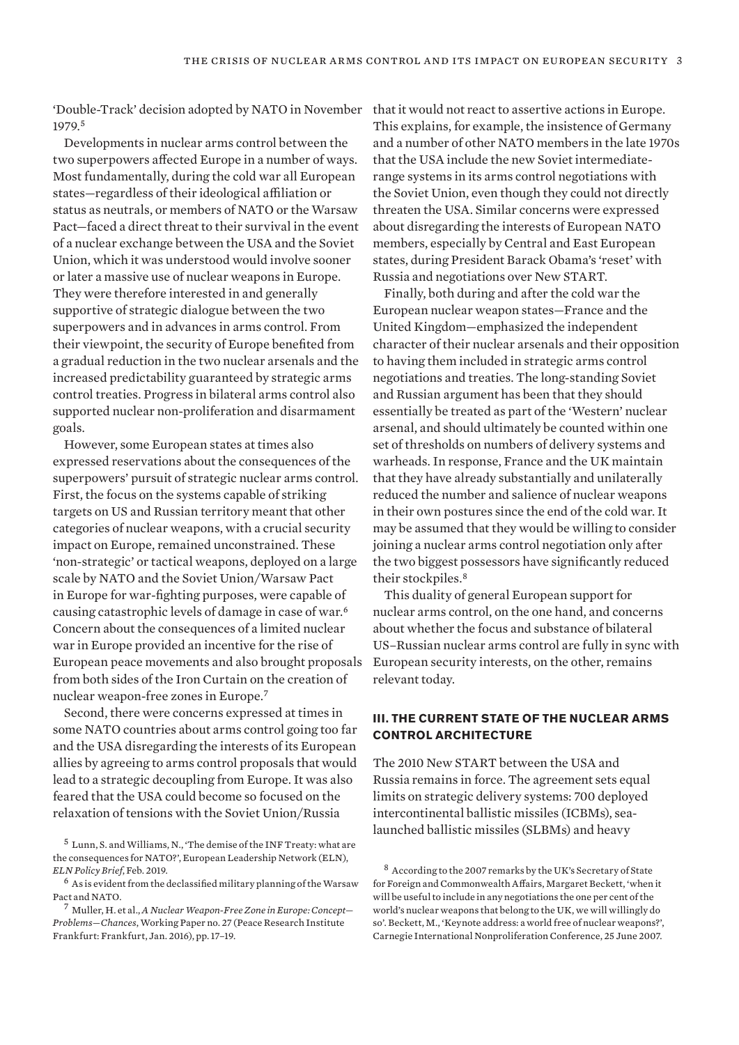'Double-Track' decision adopted by NATO in November 1979.[5]

Developments in nuclear arms control between the two superpowers affected Europe in a number of ways. Most fundamentally, during the cold war all European states—regardless of their ideological affiliation or status as neutrals, or members of NATO or the Warsaw Pact—faced a direct threat to their survival in the event of a nuclear exchange between the USA and the Soviet Union, which it was understood would involve sooner or later a massive use of nuclear weapons in Europe. They were therefore interested in and generally supportive of strategic dialogue between the two superpowers and in advances in arms control. From their viewpoint, the security of Europe benefited from a gradual reduction in the two nuclear arsenals and the increased predictability guaranteed by strategic arms control treaties. Progress in bilateral arms control also supported nuclear non-proliferation and disarmament goals.

However, some European states at times also expressed reservations about the consequences of the superpowers' pursuit of strategic nuclear arms control. First, the focus on the systems capable of striking targets on US and Russian territory meant that other categories of nuclear weapons, with a crucial security impact on Europe, remained unconstrained. These 'non-strategic' or tactical weapons, deployed on a large scale by NATO and the Soviet Union/Warsaw Pact in Europe for war-fighting purposes, were capable of causing catastrophic levels of damage in case of war.[6] Concern about the consequences of a limited nuclear war in Europe provided an incentive for the rise of European peace movements and also brought proposals from both sides of the Iron Curtain on the creation of nuclear weapon-free zones in Europe.[7]

Second, there were concerns expressed at times in some NATO countries about arms control going too far and the USA disregarding the interests of its European allies by agreeing to arms control proposals that would lead to a strategic decoupling from Europe. It was also feared that the USA could become so focused on the relaxation of tensions with the Soviet Union/Russia that it would not react to assertive actions in Europe. This explains, for example, the insistence of Germany and a number of other NATO members in the late 1970s that the USA include the new Soviet intermediate-range systems in its arms control negotiations with the Soviet Union, even though they could not directly threaten the USA. Similar concerns were expressed about disregarding the interests of European NATO members, especially by Central and East European states, during President Barack Obama's 'reset' with Russia and negotiations over New START.

Finally, both during and after the cold war the European nuclear weapon states—France and the United Kingdom—emphasized the independent character of their nuclear arsenals and their opposition to having them included in strategic arms control negotiations and treaties. The long-standing Soviet and Russian argument has been that they should essentially be treated as part of the 'Western' nuclear arsenal, and should ultimately be counted within one set of thresholds on numbers of delivery systems and warheads. In response, France and the UK maintain that they have already substantially and unilaterally reduced the number and salience of nuclear weapons in their own postures since the end of the cold war. It may be assumed that they would be willing to consider joining a nuclear arms control negotiation only after the two biggest possessors have significantly reduced their stockpiles.[8]

This duality of general European support for nuclear arms control, on the one hand, and concerns about whether the focus and substance of bilateral US–Russian nuclear arms control are fully in sync with European security interests, on the other, remains relevant today.

## III. The current state of the nuclear arms control architecture

The 2010 New START between the USA and Russia remains in force. The agreement sets equal limits on strategic delivery systems: 700 deployed intercontinental ballistic missiles (ICBMs), sea-launched ballistic missiles (SLBMs) and heavy

[5] Lunn, S. and Williams, N., 'The demise of the INF Treaty: what are the consequences for NATO?', European Leadership Network (ELN), *ELN Policy Brief*, Feb. 2019.

[6] As is evident from the declassified military planning of the Warsaw Pact and NATO.

[7] Muller, H. et al., *A Nuclear Weapon-Free Zone in Europe: Concept—Problems—Chances*, Working Paper no. 27 (Peace Research Institute Frankfurt: Frankfurt, Jan. 2016), pp. 17–19.

[8] According to the 2007 remarks by the UK's Secretary of State for Foreign and Commonwealth Affairs, Margaret Beckett, 'when it will be useful to include in any negotiations the one per cent of the world's nuclear weapons that belong to the UK, we will willingly do so'. Beckett, M., 'Keynote address: a world free of nuclear weapons?', Carnegie International Nonproliferation Conference, 25 June 2007.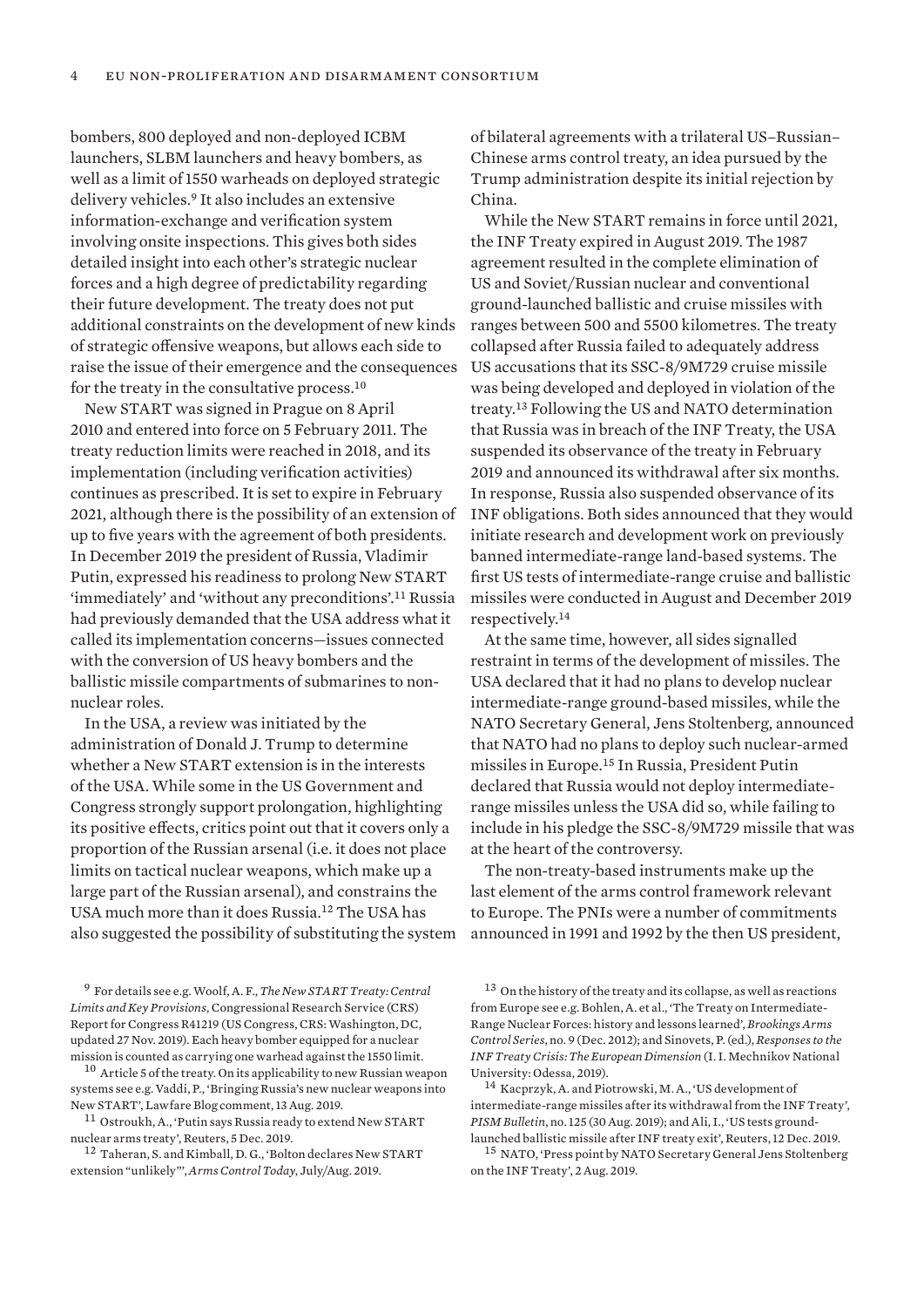bombers, 800 deployed and non-deployed ICBM launchers, SLBM launchers and heavy bombers, as well as a limit of 1550 warheads on deployed strategic delivery vehicles.[9] It also includes an extensive information-exchange and verification system involving onsite inspections. This gives both sides detailed insight into each other's strategic nuclear forces and a high degree of predictability regarding their future development. The treaty does not put additional constraints on the development of new kinds of strategic offensive weapons, but allows each side to raise the issue of their emergence and the consequences for the treaty in the consultative process.[10]

New START was signed in Prague on 8 April 2010 and entered into force on 5 February 2011. The treaty reduction limits were reached in 2018, and its implementation (including verification activities) continues as prescribed. It is set to expire in February 2021, although there is the possibility of an extension of up to five years with the agreement of both presidents. In December 2019 the president of Russia, Vladimir Putin, expressed his readiness to prolong New START 'immediately' and 'without any preconditions'.[11] Russia had previously demanded that the USA address what it called its implementation concerns—issues connected with the conversion of US heavy bombers and the ballistic missile compartments of submarines to non-nuclear roles.

In the USA, a review was initiated by the administration of Donald J. Trump to determine whether a New START extension is in the interests of the USA. While some in the US Government and Congress strongly support prolongation, highlighting its positive effects, critics point out that it covers only a proportion of the Russian arsenal (i.e. it does not place limits on tactical nuclear weapons, which make up a large part of the Russian arsenal), and constrains the USA much more than it does Russia.[12] The USA has also suggested the possibility of substituting the system of bilateral agreements with a trilateral US–Russian–Chinese arms control treaty, an idea pursued by the Trump administration despite its initial rejection by China.

While the New START remains in force until 2021, the INF Treaty expired in August 2019. The 1987 agreement resulted in the complete elimination of US and Soviet/Russian nuclear and conventional ground-launched ballistic and cruise missiles with ranges between 500 and 5500 kilometres. The treaty collapsed after Russia failed to adequately address US accusations that its SSC-8/9M729 cruise missile was being developed and deployed in violation of the treaty.[13] Following the US and NATO determination that Russia was in breach of the INF Treaty, the USA suspended its observance of the treaty in February 2019 and announced its withdrawal after six months. In response, Russia also suspended observance of its INF obligations. Both sides announced that they would initiate research and development work on previously banned intermediate-range land-based systems. The first US tests of intermediate-range cruise and ballistic missiles were conducted in August and December 2019 respectively.[14]

At the same time, however, all sides signalled restraint in terms of the development of missiles. The USA declared that it had no plans to develop nuclear intermediate-range ground-based missiles, while the NATO Secretary General, Jens Stoltenberg, announced that NATO had no plans to deploy such nuclear-armed missiles in Europe.[15] In Russia, President Putin declared that Russia would not deploy intermediate-range missiles unless the USA did so, while failing to include in his pledge the SSC-8/9M729 missile that was at the heart of the controversy.

The non-treaty-based instruments make up the last element of the arms control framework relevant to Europe. The PNIs were a number of commitments announced in 1991 and 1992 by the then US president,

---

[9] For details see e.g. Woolf, A. F., *The New START Treaty: Central Limits and Key Provisions*, Congressional Research Service (CRS) Report for Congress R41219 (US Congress, CRS: Washington, DC, updated 27 Nov. 2019). Each heavy bomber equipped for a nuclear mission is counted as carrying one warhead against the 1550 limit.

[10] Article 5 of the treaty. On its applicability to new Russian weapon systems see e.g. Vaddi, P., 'Bringing Russia's new nuclear weapons into New START', Lawfare Blog comment, 13 Aug. 2019.

[11] Ostroukh, A., 'Putin says Russia ready to extend New START nuclear arms treaty', Reuters, 5 Dec. 2019.

[12] Taheran, S. and Kimball, D. G., 'Bolton declares New START extension "unlikely"', *Arms Control Today*, July/Aug. 2019.

[13] On the history of the treaty and its collapse, as well as reactions from Europe see e.g. Bohlen, A. et al., 'The Treaty on Intermediate-Range Nuclear Forces: history and lessons learned', *Brookings Arms Control Series*, no. 9 (Dec. 2012); and Sinovets, P. (ed.), *Responses to the INF Treaty Crisis: The European Dimension* (I. I. Mechnikov National University: Odessa, 2019).

[14] Kacprzyk, A. and Piotrowski, M. A., 'US development of intermediate-range missiles after its withdrawal from the INF Treaty', *PISM Bulletin*, no. 125 (30 Aug. 2019); and Ali, I., 'US tests ground-launched ballistic missile after INF treaty exit', Reuters, 12 Dec. 2019.

[15] NATO, 'Press point by NATO Secretary General Jens Stoltenberg on the INF Treaty', 2 Aug. 2019.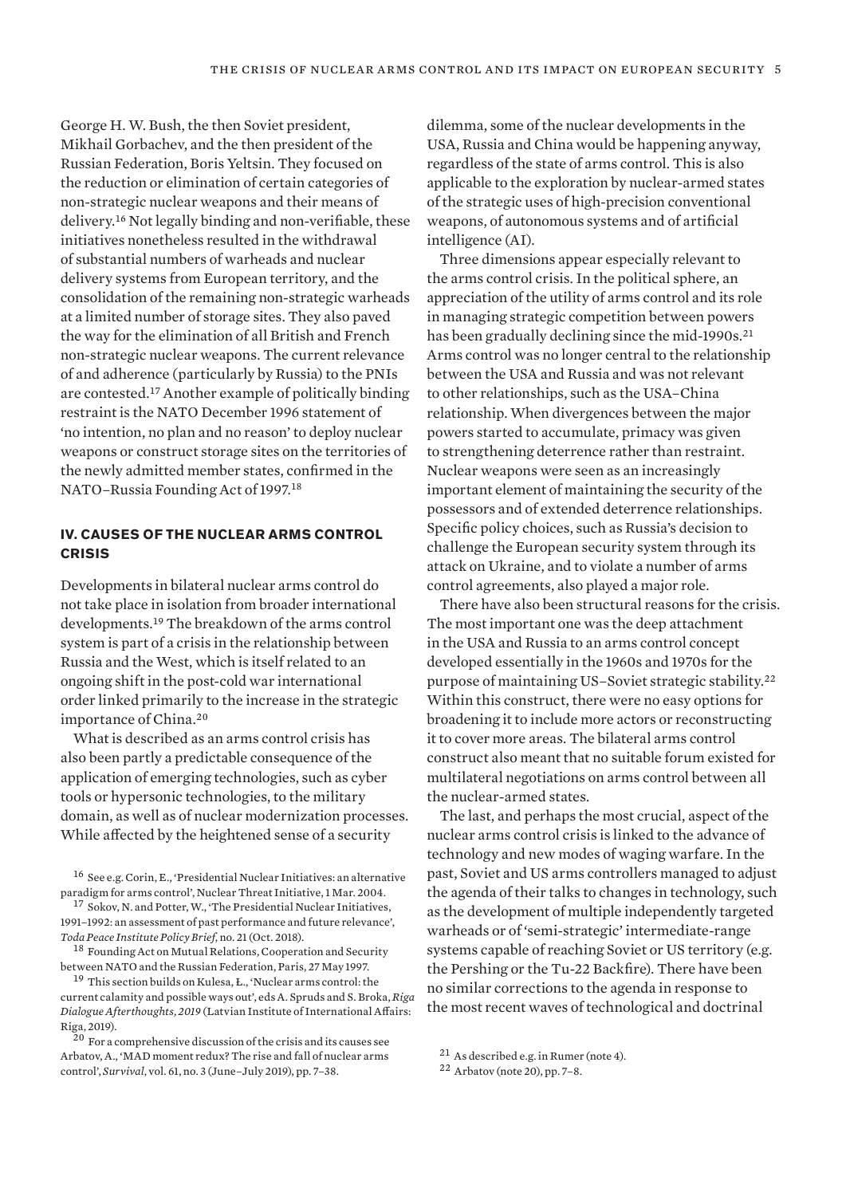George H. W. Bush, the then Soviet president, Mikhail Gorbachev, and the then president of the Russian Federation, Boris Yeltsin. They focused on the reduction or elimination of certain categories of non-strategic nuclear weapons and their means of delivery.[16] Not legally binding and non-verifiable, these initiatives nonetheless resulted in the withdrawal of substantial numbers of warheads and nuclear delivery systems from European territory, and the consolidation of the remaining non-strategic warheads at a limited number of storage sites. They also paved the way for the elimination of all British and French non-strategic nuclear weapons. The current relevance of and adherence (particularly by Russia) to the PNIs are contested.[17] Another example of politically binding restraint is the NATO December 1996 statement of 'no intention, no plan and no reason' to deploy nuclear weapons or construct storage sites on the territories of the newly admitted member states, confirmed in the NATO–Russia Founding Act of 1997.[18]

## IV. Causes of the nuclear arms control crisis

Developments in bilateral nuclear arms control do not take place in isolation from broader international developments.[19] The breakdown of the arms control system is part of a crisis in the relationship between Russia and the West, which is itself related to an ongoing shift in the post-cold war international order linked primarily to the increase in the strategic importance of China.[20]

What is described as an arms control crisis has also been partly a predictable consequence of the application of emerging technologies, such as cyber tools or hypersonic technologies, to the military domain, as well as of nuclear modernization processes. While affected by the heightened sense of a security dilemma, some of the nuclear developments in the USA, Russia and China would be happening anyway, regardless of the state of arms control. This is also applicable to the exploration by nuclear-armed states of the strategic uses of high-precision conventional weapons, of autonomous systems and of artificial intelligence (AI).

Three dimensions appear especially relevant to the arms control crisis. In the political sphere, an appreciation of the utility of arms control and its role in managing strategic competition between powers has been gradually declining since the mid-1990s.[21] Arms control was no longer central to the relationship between the USA and Russia and was not relevant to other relationships, such as the USA–China relationship. When divergences between the major powers started to accumulate, primacy was given to strengthening deterrence rather than restraint. Nuclear weapons were seen as an increasingly important element of maintaining the security of the possessors and of extended deterrence relationships. Specific policy choices, such as Russia's decision to challenge the European security system through its attack on Ukraine, and to violate a number of arms control agreements, also played a major role.

There have also been structural reasons for the crisis. The most important one was the deep attachment in the USA and Russia to an arms control concept developed essentially in the 1960s and 1970s for the purpose of maintaining US–Soviet strategic stability.[22] Within this construct, there were no easy options for broadening it to include more actors or reconstructing it to cover more areas. The bilateral arms control construct also meant that no suitable forum existed for multilateral negotiations on arms control between all the nuclear-armed states.

The last, and perhaps the most crucial, aspect of the nuclear arms control crisis is linked to the advance of technology and new modes of waging warfare. In the past, Soviet and US arms controllers managed to adjust the agenda of their talks to changes in technology, such as the development of multiple independently targeted warheads or of 'semi-strategic' intermediate-range systems capable of reaching Soviet or US territory (e.g. the Pershing or the Tu-22 Backfire). There have been no similar corrections to the agenda in response to the most recent waves of technological and doctrinal

---

[16] See e.g. Corin, E., 'Presidential Nuclear Initiatives: an alternative paradigm for arms control', Nuclear Threat Initiative, 1 Mar. 2004.

[17] Sokov, N. and Potter, W., 'The Presidential Nuclear Initiatives, 1991–1992: an assessment of past performance and future relevance', *Toda Peace Institute Policy Brief*, no. 21 (Oct. 2018).

[18] Founding Act on Mutual Relations, Cooperation and Security between NATO and the Russian Federation, Paris, 27 May 1997.

[19] This section builds on Kulesa, Ł., 'Nuclear arms control: the current calamity and possible ways out', eds A. Spruds and S. Broka, *Riga Dialogue Afterthoughts, 2019* (Latvian Institute of International Affairs: Riga, 2019).

[20] For a comprehensive discussion of the crisis and its causes see Arbatov, A., 'MAD moment redux? The rise and fall of nuclear arms control', *Survival*, vol. 61, no. 3 (June–July 2019), pp. 7–38.

[21] As described e.g. in Rumer (note 4).

[22] Arbatov (note 20), pp. 7–8.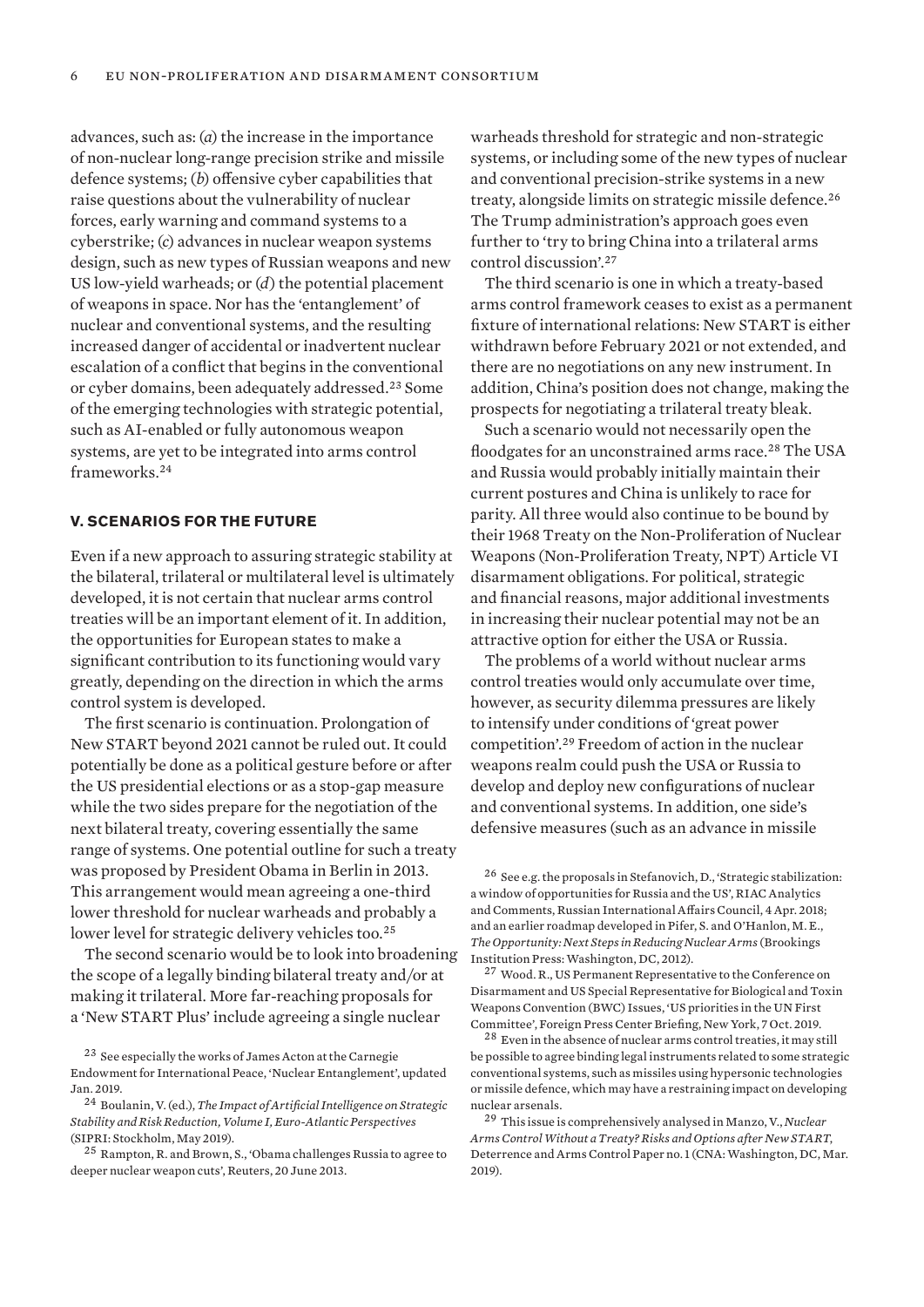advances, such as: (*a*) the increase in the importance of non-nuclear long-range precision strike and missile defence systems; (*b*) offensive cyber capabilities that raise questions about the vulnerability of nuclear forces, early warning and command systems to a cyberstrike; (*c*) advances in nuclear weapon systems design, such as new types of Russian weapons and new US low-yield warheads; or (*d*) the potential placement of weapons in space. Nor has the 'entanglement' of nuclear and conventional systems, and the resulting increased danger of accidental or inadvertent nuclear escalation of a conflict that begins in the conventional or cyber domains, been adequately addressed.[23] Some of the emerging technologies with strategic potential, such as AI-enabled or fully autonomous weapon systems, are yet to be integrated into arms control frameworks.[24]

## V. Scenarios for the future

Even if a new approach to assuring strategic stability at the bilateral, trilateral or multilateral level is ultimately developed, it is not certain that nuclear arms control treaties will be an important element of it. In addition, the opportunities for European states to make a significant contribution to its functioning would vary greatly, depending on the direction in which the arms control system is developed.

The first scenario is continuation. Prolongation of New START beyond 2021 cannot be ruled out. It could potentially be done as a political gesture before or after the US presidential elections or as a stop-gap measure while the two sides prepare for the negotiation of the next bilateral treaty, covering essentially the same range of systems. One potential outline for such a treaty was proposed by President Obama in Berlin in 2013. This arrangement would mean agreeing a one-third lower threshold for nuclear warheads and probably a lower level for strategic delivery vehicles too.[25]

The second scenario would be to look into broadening the scope of a legally binding bilateral treaty and/or at making it trilateral. More far-reaching proposals for a 'New START Plus' include agreeing a single nuclear warheads threshold for strategic and non-strategic systems, or including some of the new types of nuclear and conventional precision-strike systems in a new treaty, alongside limits on strategic missile defence.[26] The Trump administration's approach goes even further to 'try to bring China into a trilateral arms control discussion'.[27]

The third scenario is one in which a treaty-based arms control framework ceases to exist as a permanent fixture of international relations: New START is either withdrawn before February 2021 or not extended, and there are no negotiations on any new instrument. In addition, China's position does not change, making the prospects for negotiating a trilateral treaty bleak.

Such a scenario would not necessarily open the floodgates for an unconstrained arms race.[28] The USA and Russia would probably initially maintain their current postures and China is unlikely to race for parity. All three would also continue to be bound by their 1968 Treaty on the Non-Proliferation of Nuclear Weapons (Non-Proliferation Treaty, NPT) Article VI disarmament obligations. For political, strategic and financial reasons, major additional investments in increasing their nuclear potential may not be an attractive option for either the USA or Russia.

The problems of a world without nuclear arms control treaties would only accumulate over time, however, as security dilemma pressures are likely to intensify under conditions of 'great power competition'.[29] Freedom of action in the nuclear weapons realm could push the USA or Russia to develop and deploy new configurations of nuclear and conventional systems. In addition, one side's defensive measures (such as an advance in missile

---

[23] See especially the works of James Acton at the Carnegie Endowment for International Peace, 'Nuclear Entanglement', updated Jan. 2019.

[24] Boulanin, V. (ed.), *The Impact of Artificial Intelligence on Strategic Stability and Risk Reduction, Volume I, Euro-Atlantic Perspectives* (SIPRI: Stockholm, May 2019).

[25] Rampton, R. and Brown, S., 'Obama challenges Russia to agree to deeper nuclear weapon cuts', Reuters, 20 June 2013.

[26] See e.g. the proposals in Stefanovich, D., 'Strategic stabilization: a window of opportunities for Russia and the US', RIAC Analytics and Comments, Russian International Affairs Council, 4 Apr. 2018; and an earlier roadmap developed in Pifer, S. and O'Hanlon, M. E., *The Opportunity: Next Steps in Reducing Nuclear Arms* (Brookings Institution Press: Washington, DC, 2012).

[27] Wood. R., US Permanent Representative to the Conference on Disarmament and US Special Representative for Biological and Toxin Weapons Convention (BWC) Issues, 'US priorities in the UN First Committee', Foreign Press Center Briefing, New York, 7 Oct. 2019.

[28] Even in the absence of nuclear arms control treaties, it may still be possible to agree binding legal instruments related to some strategic conventional systems, such as missiles using hypersonic technologies or missile defence, which may have a restraining impact on developing nuclear arsenals.

[29] This issue is comprehensively analysed in Manzo, V., *Nuclear Arms Control Without a Treaty? Risks and Options after New START*, Deterrence and Arms Control Paper no. 1 (CNA: Washington, DC, Mar. 2019).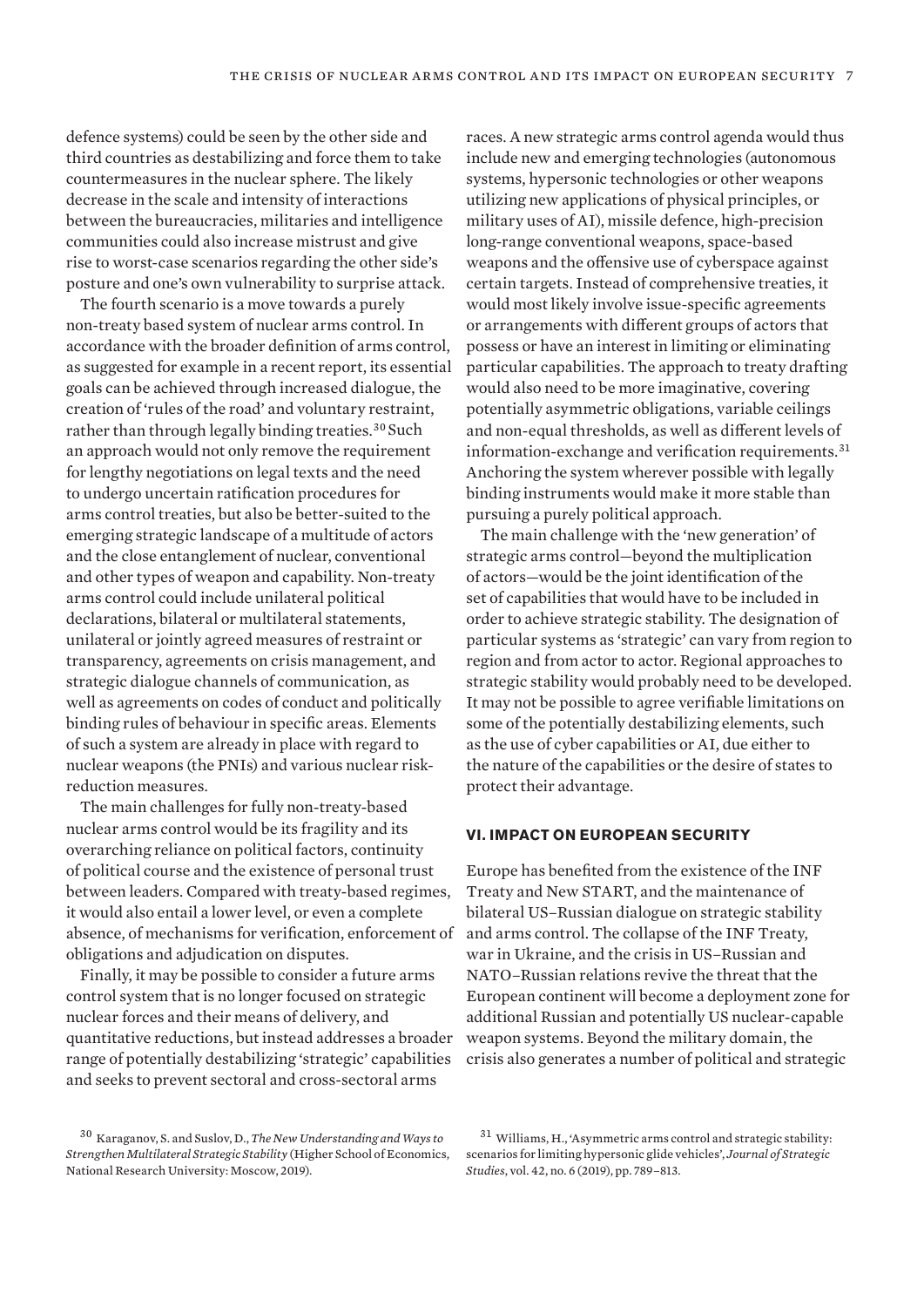defence systems) could be seen by the other side and third countries as destabilizing and force them to take countermeasures in the nuclear sphere. The likely decrease in the scale and intensity of interactions between the bureaucracies, militaries and intelligence communities could also increase mistrust and give rise to worst-case scenarios regarding the other side's posture and one's own vulnerability to surprise attack.

The fourth scenario is a move towards a purely non-treaty based system of nuclear arms control. In accordance with the broader definition of arms control, as suggested for example in a recent report, its essential goals can be achieved through increased dialogue, the creation of 'rules of the road' and voluntary restraint, rather than through legally binding treaties.[30] Such an approach would not only remove the requirement for lengthy negotiations on legal texts and the need to undergo uncertain ratification procedures for arms control treaties, but also be better-suited to the emerging strategic landscape of a multitude of actors and the close entanglement of nuclear, conventional and other types of weapon and capability. Non-treaty arms control could include unilateral political declarations, bilateral or multilateral statements, unilateral or jointly agreed measures of restraint or transparency, agreements on crisis management, and strategic dialogue channels of communication, as well as agreements on codes of conduct and politically binding rules of behaviour in specific areas. Elements of such a system are already in place with regard to nuclear weapons (the PNIs) and various nuclear risk-reduction measures.

The main challenges for fully non-treaty-based nuclear arms control would be its fragility and its overarching reliance on political factors, continuity of political course and the existence of personal trust between leaders. Compared with treaty-based regimes, it would also entail a lower level, or even a complete absence, of mechanisms for verification, enforcement of obligations and adjudication on disputes.

Finally, it may be possible to consider a future arms control system that is no longer focused on strategic nuclear forces and their means of delivery, and quantitative reductions, but instead addresses a broader range of potentially destabilizing 'strategic' capabilities and seeks to prevent sectoral and cross-sectoral arms races. A new strategic arms control agenda would thus include new and emerging technologies (autonomous systems, hypersonic technologies or other weapons utilizing new applications of physical principles, or military uses of AI), missile defence, high-precision long-range conventional weapons, space-based weapons and the offensive use of cyberspace against certain targets. Instead of comprehensive treaties, it would most likely involve issue-specific agreements or arrangements with different groups of actors that possess or have an interest in limiting or eliminating particular capabilities. The approach to treaty drafting would also need to be more imaginative, covering potentially asymmetric obligations, variable ceilings and non-equal thresholds, as well as different levels of information-exchange and verification requirements.[31] Anchoring the system wherever possible with legally binding instruments would make it more stable than pursuing a purely political approach.

The main challenge with the 'new generation' of strategic arms control—beyond the multiplication of actors—would be the joint identification of the set of capabilities that would have to be included in order to achieve strategic stability. The designation of particular systems as 'strategic' can vary from region to region and from actor to actor. Regional approaches to strategic stability would probably need to be developed. It may not be possible to agree verifiable limitations on some of the potentially destabilizing elements, such as the use of cyber capabilities or AI, due either to the nature of the capabilities or the desire of states to protect their advantage.

## VI. Impact on European security

Europe has benefited from the existence of the INF Treaty and New START, and the maintenance of bilateral US–Russian dialogue on strategic stability and arms control. The collapse of the INF Treaty, war in Ukraine, and the crisis in US–Russian and NATO–Russian relations revive the threat that the European continent will become a deployment zone for additional Russian and potentially US nuclear-capable weapon systems. Beyond the military domain, the crisis also generates a number of political and strategic

[30] Karaganov, S. and Suslov, D., *The New Understanding and Ways to Strengthen Multilateral Strategic Stability* (Higher School of Economics, National Research University: Moscow, 2019).

[31] Williams, H., 'Asymmetric arms control and strategic stability: scenarios for limiting hypersonic glide vehicles', *Journal of Strategic Studies*, vol. 42, no. 6 (2019), pp. 789–813.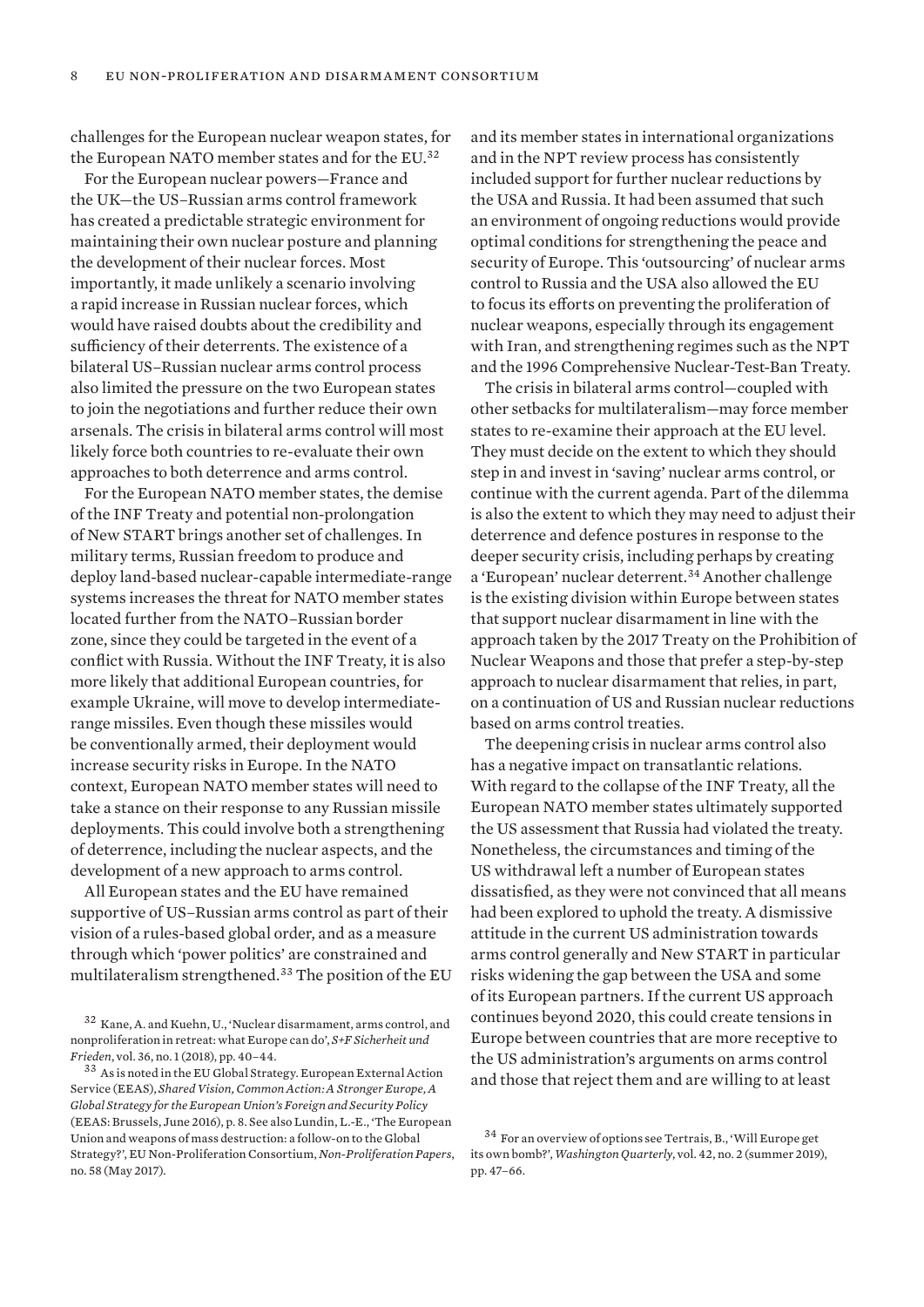challenges for the European nuclear weapon states, for the European NATO member states and for the EU.[32]

For the European nuclear powers—France and the UK—the US–Russian arms control framework has created a predictable strategic environment for maintaining their own nuclear posture and planning the development of their nuclear forces. Most importantly, it made unlikely a scenario involving a rapid increase in Russian nuclear forces, which would have raised doubts about the credibility and sufficiency of their deterrents. The existence of a bilateral US–Russian nuclear arms control process also limited the pressure on the two European states to join the negotiations and further reduce their own arsenals. The crisis in bilateral arms control will most likely force both countries to re-evaluate their own approaches to both deterrence and arms control.

For the European NATO member states, the demise of the INF Treaty and potential non-prolongation of New START brings another set of challenges. In military terms, Russian freedom to produce and deploy land-based nuclear-capable intermediate-range systems increases the threat for NATO member states located further from the NATO–Russian border zone, since they could be targeted in the event of a conflict with Russia. Without the INF Treaty, it is also more likely that additional European countries, for example Ukraine, will move to develop intermediate-range missiles. Even though these missiles would be conventionally armed, their deployment would increase security risks in Europe. In the NATO context, European NATO member states will need to take a stance on their response to any Russian missile deployments. This could involve both a strengthening of deterrence, including the nuclear aspects, and the development of a new approach to arms control.

All European states and the EU have remained supportive of US–Russian arms control as part of their vision of a rules-based global order, and as a measure through which 'power politics' are constrained and multilateralism strengthened.[33] The position of the EU and its member states in international organizations and in the NPT review process has consistently included support for further nuclear reductions by the USA and Russia. It had been assumed that such an environment of ongoing reductions would provide optimal conditions for strengthening the peace and security of Europe. This 'outsourcing' of nuclear arms control to Russia and the USA also allowed the EU to focus its efforts on preventing the proliferation of nuclear weapons, especially through its engagement with Iran, and strengthening regimes such as the NPT and the 1996 Comprehensive Nuclear-Test-Ban Treaty.

The crisis in bilateral arms control—coupled with other setbacks for multilateralism—may force member states to re-examine their approach at the EU level. They must decide on the extent to which they should step in and invest in 'saving' nuclear arms control, or continue with the current agenda. Part of the dilemma is also the extent to which they may need to adjust their deterrence and defence postures in response to the deeper security crisis, including perhaps by creating a 'European' nuclear deterrent.[34] Another challenge is the existing division within Europe between states that support nuclear disarmament in line with the approach taken by the 2017 Treaty on the Prohibition of Nuclear Weapons and those that prefer a step-by-step approach to nuclear disarmament that relies, in part, on a continuation of US and Russian nuclear reductions based on arms control treaties.

The deepening crisis in nuclear arms control also has a negative impact on transatlantic relations. With regard to the collapse of the INF Treaty, all the European NATO member states ultimately supported the US assessment that Russia had violated the treaty. Nonetheless, the circumstances and timing of the US withdrawal left a number of European states dissatisfied, as they were not convinced that all means had been explored to uphold the treaty. A dismissive attitude in the current US administration towards arms control generally and New START in particular risks widening the gap between the USA and some of its European partners. If the current US approach continues beyond 2020, this could create tensions in Europe between countries that are more receptive to the US administration's arguments on arms control and those that reject them and are willing to at least

[32] Kane, A. and Kuehn, U., 'Nuclear disarmament, arms control, and nonproliferation in retreat: what Europe can do', *S+F Sicherheit und Frieden*, vol. 36, no. 1 (2018), pp. 40–44.

[33] As is noted in the EU Global Strategy. European External Action Service (EEAS), *Shared Vision, Common Action: A Stronger Europe, A Global Strategy for the European Union's Foreign and Security Policy* (EEAS: Brussels, June 2016), p. 8. See also Lundin, L.-E., 'The European Union and weapons of mass destruction: a follow-on to the Global Strategy?', EU Non-Proliferation Consortium, *Non-Proliferation Papers*, no. 58 (May 2017).

[34] For an overview of options see Tertrais, B., 'Will Europe get its own bomb?', *Washington Quarterly*, vol. 42, no. 2 (summer 2019), pp. 47–66.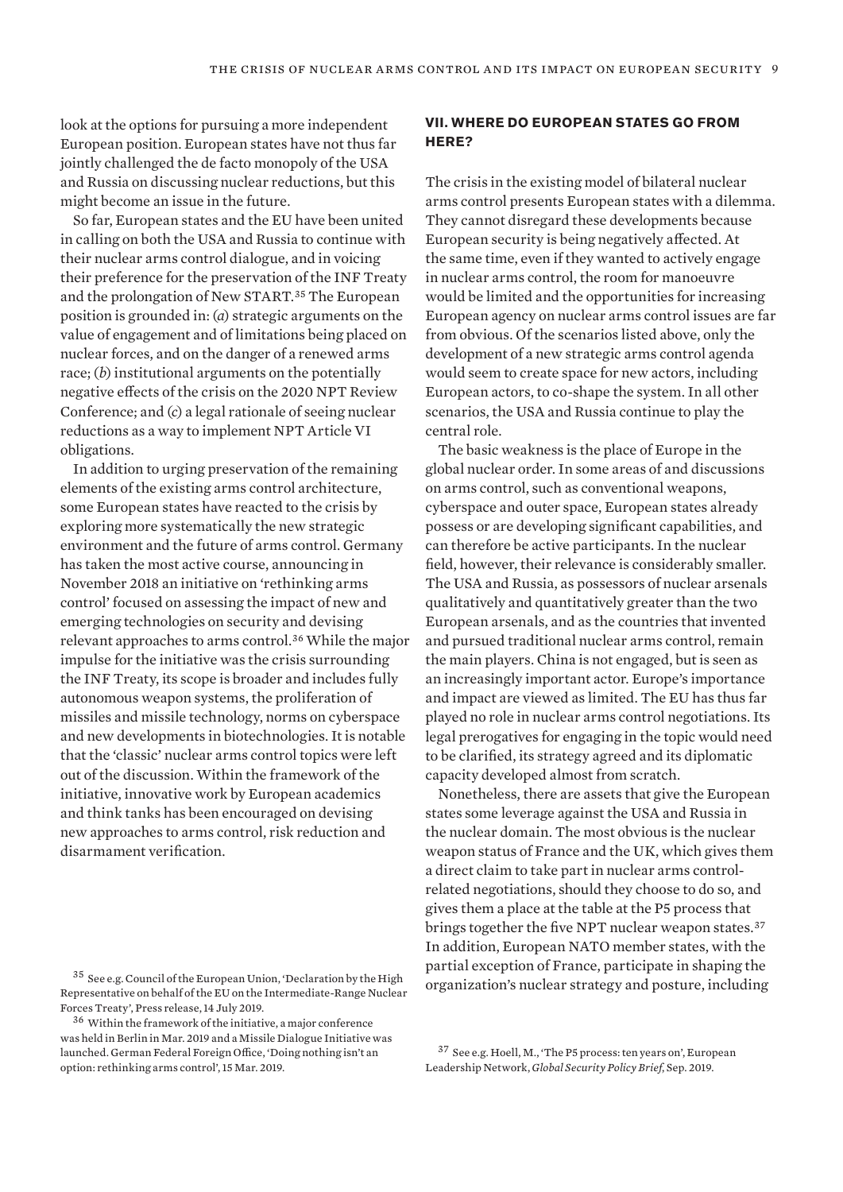look at the options for pursuing a more independent European position. European states have not thus far jointly challenged the de facto monopoly of the USA and Russia on discussing nuclear reductions, but this might become an issue in the future.

So far, European states and the EU have been united in calling on both the USA and Russia to continue with their nuclear arms control dialogue, and in voicing their preference for the preservation of the INF Treaty and the prolongation of New START.[35] The European position is grounded in: (*a*) strategic arguments on the value of engagement and of limitations being placed on nuclear forces, and on the danger of a renewed arms race; (*b*) institutional arguments on the potentially negative effects of the crisis on the 2020 NPT Review Conference; and (*c*) a legal rationale of seeing nuclear reductions as a way to implement NPT Article VI obligations.

In addition to urging preservation of the remaining elements of the existing arms control architecture, some European states have reacted to the crisis by exploring more systematically the new strategic environment and the future of arms control. Germany has taken the most active course, announcing in November 2018 an initiative on 'rethinking arms control' focused on assessing the impact of new and emerging technologies on security and devising relevant approaches to arms control.[36] While the major impulse for the initiative was the crisis surrounding the INF Treaty, its scope is broader and includes fully autonomous weapon systems, the proliferation of missiles and missile technology, norms on cyberspace and new developments in biotechnologies. It is notable that the 'classic' nuclear arms control topics were left out of the discussion. Within the framework of the initiative, innovative work by European academics and think tanks has been encouraged on devising new approaches to arms control, risk reduction and disarmament verification.

## VII. Where do European states go from here?

The crisis in the existing model of bilateral nuclear arms control presents European states with a dilemma. They cannot disregard these developments because European security is being negatively affected. At the same time, even if they wanted to actively engage in nuclear arms control, the room for manoeuvre would be limited and the opportunities for increasing European agency on nuclear arms control issues are far from obvious. Of the scenarios listed above, only the development of a new strategic arms control agenda would seem to create space for new actors, including European actors, to co-shape the system. In all other scenarios, the USA and Russia continue to play the central role.

The basic weakness is the place of Europe in the global nuclear order. In some areas of and discussions on arms control, such as conventional weapons, cyberspace and outer space, European states already possess or are developing significant capabilities, and can therefore be active participants. In the nuclear field, however, their relevance is considerably smaller. The USA and Russia, as possessors of nuclear arsenals qualitatively and quantitatively greater than the two European arsenals, and as the countries that invented and pursued traditional nuclear arms control, remain the main players. China is not engaged, but is seen as an increasingly important actor. Europe's importance and impact are viewed as limited. The EU has thus far played no role in nuclear arms control negotiations. Its legal prerogatives for engaging in the topic would need to be clarified, its strategy agreed and its diplomatic capacity developed almost from scratch.

Nonetheless, there are assets that give the European states some leverage against the USA and Russia in the nuclear domain. The most obvious is the nuclear weapon status of France and the UK, which gives them a direct claim to take part in nuclear arms control-related negotiations, should they choose to do so, and gives them a place at the table at the P5 process that brings together the five NPT nuclear weapon states.[37] In addition, European NATO member states, with the partial exception of France, participate in shaping the organization's nuclear strategy and posture, including

[35] See e.g. Council of the European Union, 'Declaration by the High Representative on behalf of the EU on the Intermediate-Range Nuclear Forces Treaty', Press release, 14 July 2019.

[36] Within the framework of the initiative, a major conference was held in Berlin in Mar. 2019 and a Missile Dialogue Initiative was launched. German Federal Foreign Office, 'Doing nothing isn't an option: rethinking arms control', 15 Mar. 2019.

[37] See e.g. Hoell, M., 'The P5 process: ten years on', European Leadership Network, *Global Security Policy Brief*, Sep. 2019.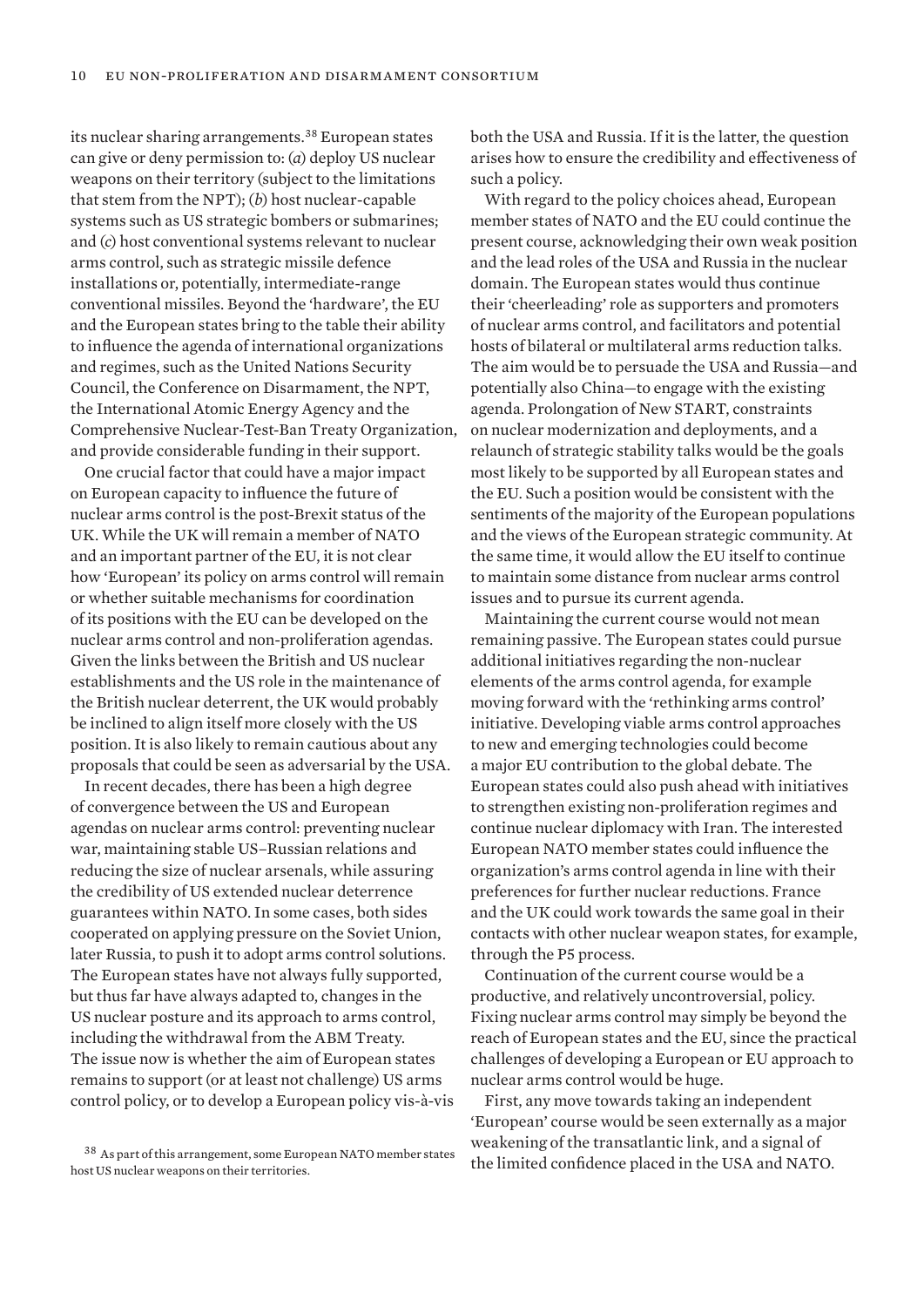its nuclear sharing arrangements.[38] European states can give or deny permission to: (*a*) deploy US nuclear weapons on their territory (subject to the limitations that stem from the NPT); (*b*) host nuclear-capable systems such as US strategic bombers or submarines; and (*c*) host conventional systems relevant to nuclear arms control, such as strategic missile defence installations or, potentially, intermediate-range conventional missiles. Beyond the 'hardware', the EU and the European states bring to the table their ability to influence the agenda of international organizations and regimes, such as the United Nations Security Council, the Conference on Disarmament, the NPT, the International Atomic Energy Agency and the Comprehensive Nuclear-Test-Ban Treaty Organization, and provide considerable funding in their support.

One crucial factor that could have a major impact on European capacity to influence the future of nuclear arms control is the post-Brexit status of the UK. While the UK will remain a member of NATO and an important partner of the EU, it is not clear how 'European' its policy on arms control will remain or whether suitable mechanisms for coordination of its positions with the EU can be developed on the nuclear arms control and non-proliferation agendas. Given the links between the British and US nuclear establishments and the US role in the maintenance of the British nuclear deterrent, the UK would probably be inclined to align itself more closely with the US position. It is also likely to remain cautious about any proposals that could be seen as adversarial by the USA.

In recent decades, there has been a high degree of convergence between the US and European agendas on nuclear arms control: preventing nuclear war, maintaining stable US–Russian relations and reducing the size of nuclear arsenals, while assuring the credibility of US extended nuclear deterrence guarantees within NATO. In some cases, both sides cooperated on applying pressure on the Soviet Union, later Russia, to push it to adopt arms control solutions. The European states have not always fully supported, but thus far have always adapted to, changes in the US nuclear posture and its approach to arms control, including the withdrawal from the ABM Treaty. The issue now is whether the aim of European states remains to support (or at least not challenge) US arms control policy, or to develop a European policy vis-à-vis both the USA and Russia. If it is the latter, the question arises how to ensure the credibility and effectiveness of such a policy.

With regard to the policy choices ahead, European member states of NATO and the EU could continue the present course, acknowledging their own weak position and the lead roles of the USA and Russia in the nuclear domain. The European states would thus continue their 'cheerleading' role as supporters and promoters of nuclear arms control, and facilitators and potential hosts of bilateral or multilateral arms reduction talks. The aim would be to persuade the USA and Russia—and potentially also China—to engage with the existing agenda. Prolongation of New START, constraints on nuclear modernization and deployments, and a relaunch of strategic stability talks would be the goals most likely to be supported by all European states and the EU. Such a position would be consistent with the sentiments of the majority of the European populations and the views of the European strategic community. At the same time, it would allow the EU itself to continue to maintain some distance from nuclear arms control issues and to pursue its current agenda.

Maintaining the current course would not mean remaining passive. The European states could pursue additional initiatives regarding the non-nuclear elements of the arms control agenda, for example moving forward with the 'rethinking arms control' initiative. Developing viable arms control approaches to new and emerging technologies could become a major EU contribution to the global debate. The European states could also push ahead with initiatives to strengthen existing non-proliferation regimes and continue nuclear diplomacy with Iran. The interested European NATO member states could influence the organization's arms control agenda in line with their preferences for further nuclear reductions. France and the UK could work towards the same goal in their contacts with other nuclear weapon states, for example, through the P5 process.

Continuation of the current course would be a productive, and relatively uncontroversial, policy. Fixing nuclear arms control may simply be beyond the reach of European states and the EU, since the practical challenges of developing a European or EU approach to nuclear arms control would be huge.

First, any move towards taking an independent 'European' course would be seen externally as a major weakening of the transatlantic link, and a signal of the limited confidence placed in the USA and NATO.

[38] As part of this arrangement, some European NATO member states host US nuclear weapons on their territories.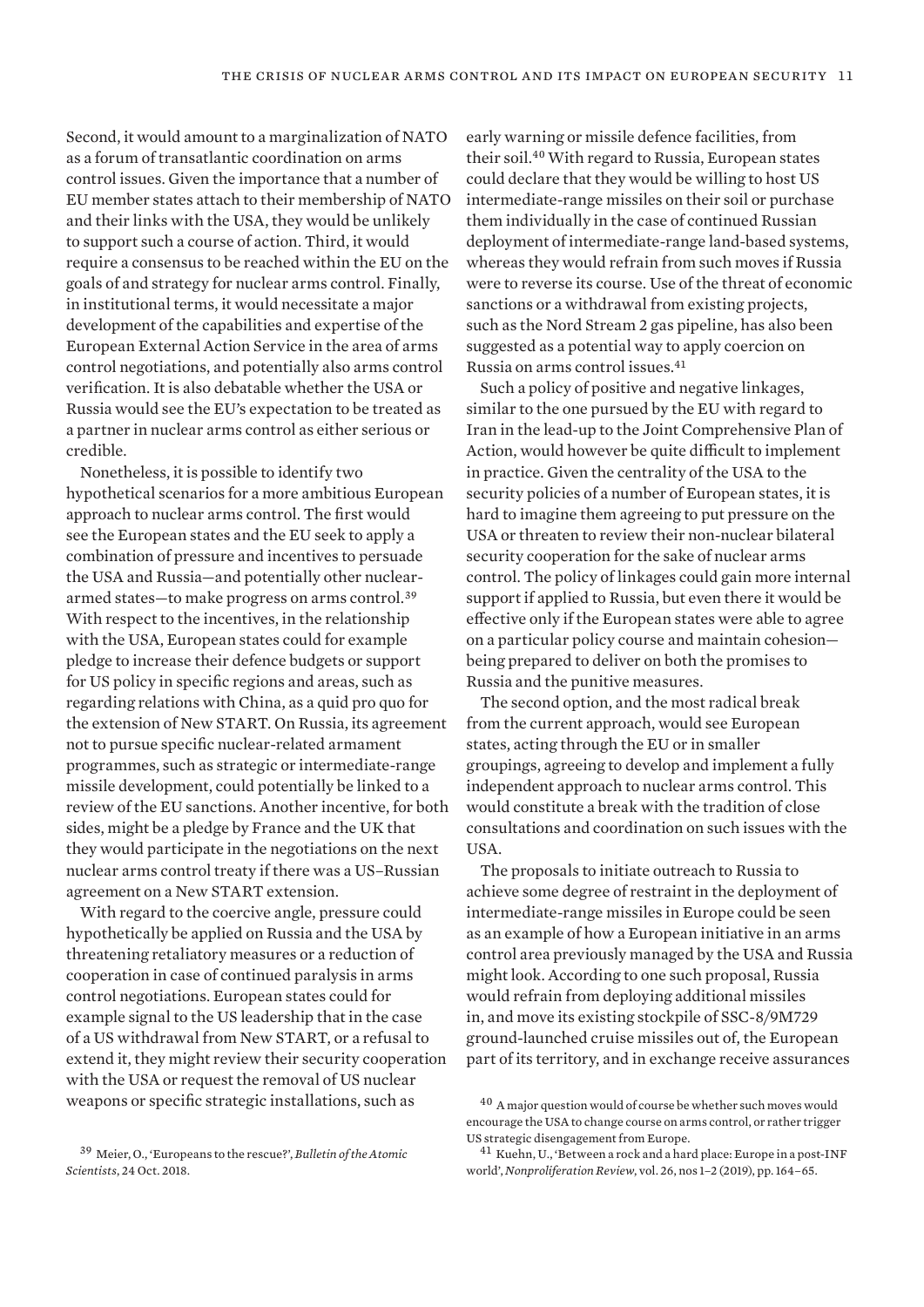Second, it would amount to a marginalization of NATO as a forum of transatlantic coordination on arms control issues. Given the importance that a number of EU member states attach to their membership of NATO and their links with the USA, they would be unlikely to support such a course of action. Third, it would require a consensus to be reached within the EU on the goals of and strategy for nuclear arms control. Finally, in institutional terms, it would necessitate a major development of the capabilities and expertise of the European External Action Service in the area of arms control negotiations, and potentially also arms control verification. It is also debatable whether the USA or Russia would see the EU's expectation to be treated as a partner in nuclear arms control as either serious or credible.

Nonetheless, it is possible to identify two hypothetical scenarios for a more ambitious European approach to nuclear arms control. The first would see the European states and the EU seek to apply a combination of pressure and incentives to persuade the USA and Russia—and potentially other nuclear-armed states—to make progress on arms control.[39] With respect to the incentives, in the relationship with the USA, European states could for example pledge to increase their defence budgets or support for US policy in specific regions and areas, such as regarding relations with China, as a quid pro quo for the extension of New START. On Russia, its agreement not to pursue specific nuclear-related armament programmes, such as strategic or intermediate-range missile development, could potentially be linked to a review of the EU sanctions. Another incentive, for both sides, might be a pledge by France and the UK that they would participate in the negotiations on the next nuclear arms control treaty if there was a US–Russian agreement on a New START extension.

With regard to the coercive angle, pressure could hypothetically be applied on Russia and the USA by threatening retaliatory measures or a reduction of cooperation in case of continued paralysis in arms control negotiations. European states could for example signal to the US leadership that in the case of a US withdrawal from New START, or a refusal to extend it, they might review their security cooperation with the USA or request the removal of US nuclear weapons or specific strategic installations, such as early warning or missile defence facilities, from their soil.[40] With regard to Russia, European states could declare that they would be willing to host US intermediate-range missiles on their soil or purchase them individually in the case of continued Russian deployment of intermediate-range land-based systems, whereas they would refrain from such moves if Russia were to reverse its course. Use of the threat of economic sanctions or a withdrawal from existing projects, such as the Nord Stream 2 gas pipeline, has also been suggested as a potential way to apply coercion on Russia on arms control issues.[41]

Such a policy of positive and negative linkages, similar to the one pursued by the EU with regard to Iran in the lead-up to the Joint Comprehensive Plan of Action, would however be quite difficult to implement in practice. Given the centrality of the USA to the security policies of a number of European states, it is hard to imagine them agreeing to put pressure on the USA or threaten to review their non-nuclear bilateral security cooperation for the sake of nuclear arms control. The policy of linkages could gain more internal support if applied to Russia, but even there it would be effective only if the European states were able to agree on a particular policy course and maintain cohesion—being prepared to deliver on both the promises to Russia and the punitive measures.

The second option, and the most radical break from the current approach, would see European states, acting through the EU or in smaller groupings, agreeing to develop and implement a fully independent approach to nuclear arms control. This would constitute a break with the tradition of close consultations and coordination on such issues with the USA.

The proposals to initiate outreach to Russia to achieve some degree of restraint in the deployment of intermediate-range missiles in Europe could be seen as an example of how a European initiative in an arms control area previously managed by the USA and Russia might look. According to one such proposal, Russia would refrain from deploying additional missiles in, and move its existing stockpile of SSC-8/9M729 ground-launched cruise missiles out of, the European part of its territory, and in exchange receive assurances

[39] Meier, O., 'Europeans to the rescue?', *Bulletin of the Atomic Scientists*, 24 Oct. 2018.

[40] A major question would of course be whether such moves would encourage the USA to change course on arms control, or rather trigger US strategic disengagement from Europe.

[41] Kuehn, U., 'Between a rock and a hard place: Europe in a post-INF world', *Nonproliferation Review*, vol. 26, nos 1–2 (2019), pp. 164–65.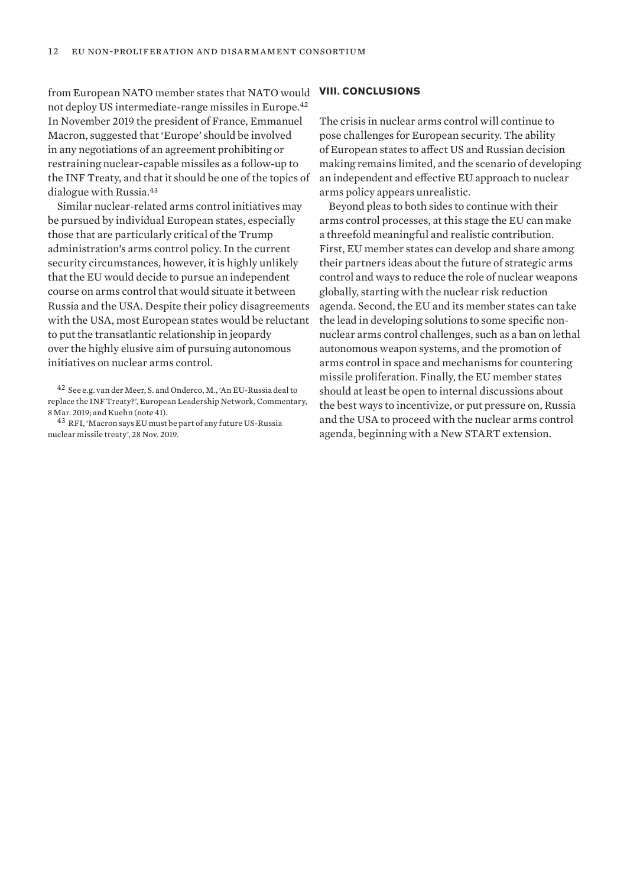from European NATO member states that NATO would not deploy US intermediate-range missiles in Europe.[42] In November 2019 the president of France, Emmanuel Macron, suggested that 'Europe' should be involved in any negotiations of an agreement prohibiting or restraining nuclear-capable missiles as a follow-up to the INF Treaty, and that it should be one of the topics of dialogue with Russia.[43]

Similar nuclear-related arms control initiatives may be pursued by individual European states, especially those that are particularly critical of the Trump administration's arms control policy. In the current security circumstances, however, it is highly unlikely that the EU would decide to pursue an independent course on arms control that would situate it between Russia and the USA. Despite their policy disagreements with the USA, most European states would be reluctant to put the transatlantic relationship in jeopardy over the highly elusive aim of pursuing autonomous initiatives on nuclear arms control.

[42] See e.g. van der Meer, S. and Onderco, M., 'An EU-Russia deal to replace the INF Treaty?', European Leadership Network, Commentary, 8 Mar. 2019; and Kuehn (note 41).

[43] RFI, 'Macron says EU must be part of any future US-Russia nuclear missile treaty', 28 Nov. 2019.

## VIII. CONCLUSIONS

The crisis in nuclear arms control will continue to pose challenges for European security. The ability of European states to affect US and Russian decision making remains limited, and the scenario of developing an independent and effective EU approach to nuclear arms policy appears unrealistic.

Beyond pleas to both sides to continue with their arms control processes, at this stage the EU can make a threefold meaningful and realistic contribution. First, EU member states can develop and share among their partners ideas about the future of strategic arms control and ways to reduce the role of nuclear weapons globally, starting with the nuclear risk reduction agenda. Second, the EU and its member states can take the lead in developing solutions to some specific non-nuclear arms control challenges, such as a ban on lethal autonomous weapon systems, and the promotion of arms control in space and mechanisms for countering missile proliferation. Finally, the EU member states should at least be open to internal discussions about the best ways to incentivize, or put pressure on, Russia and the USA to proceed with the nuclear arms control agenda, beginning with a New START extension.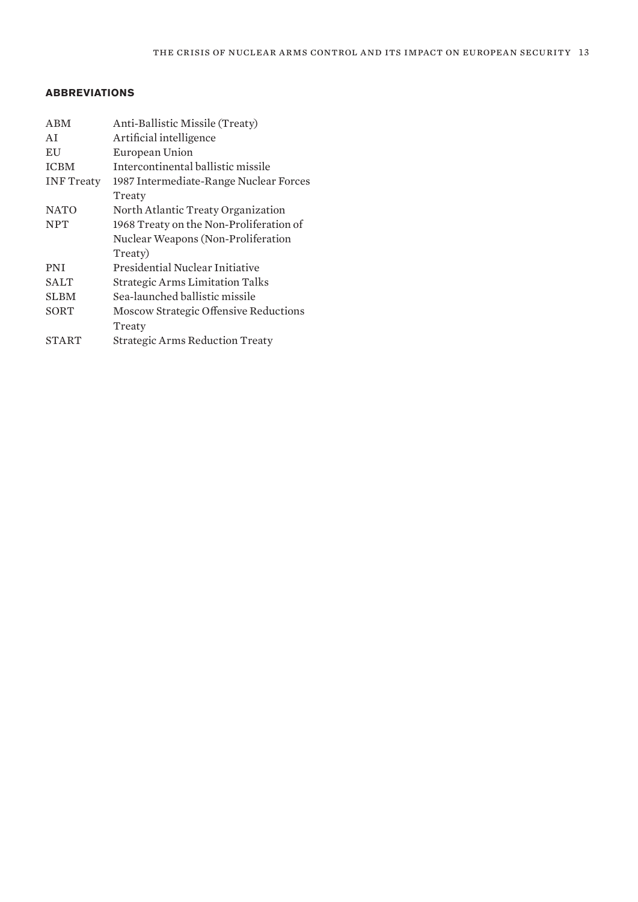## ABBREVIATIONS

| | |
|---|---|
| ABM | Anti-Ballistic Missile (Treaty) |
| AI | Artificial intelligence |
| EU | European Union |
| ICBM | Intercontinental ballistic missile |
| INF Treaty | 1987 Intermediate-Range Nuclear Forces Treaty |
| NATO | North Atlantic Treaty Organization |
| NPT | 1968 Treaty on the Non-Proliferation of Nuclear Weapons (Non-Proliferation Treaty) |
| PNI | Presidential Nuclear Initiative |
| SALT | Strategic Arms Limitation Talks |
| SLBM | Sea-launched ballistic missile |
| SORT | Moscow Strategic Offensive Reductions Treaty |
| START | Strategic Arms Reduction Treaty |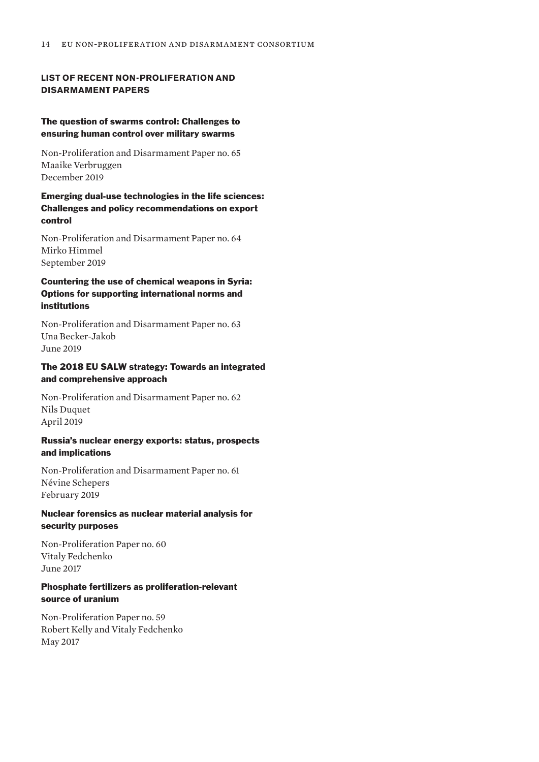## LIST OF RECENT NON-PROLIFERATION AND DISARMAMENT PAPERS

### The question of swarms control: Challenges to ensuring human control over military swarms

Non-Proliferation and Disarmament Paper no. 65
Maaike Verbruggen
December 2019

### Emerging dual-use technologies in the life sciences: Challenges and policy recommendations on export control

Non-Proliferation and Disarmament Paper no. 64
Mirko Himmel
September 2019

### Countering the use of chemical weapons in Syria: Options for supporting international norms and institutions

Non-Proliferation and Disarmament Paper no. 63
Una Becker-Jakob
June 2019

### The 2018 EU SALW strategy: Towards an integrated and comprehensive approach

Non-Proliferation and Disarmament Paper no. 62
Nils Duquet
April 2019

### Russia's nuclear energy exports: status, prospects and implications

Non-Proliferation and Disarmament Paper no. 61
Névine Schepers
February 2019

### Nuclear forensics as nuclear material analysis for security purposes

Non-Proliferation Paper no. 60
Vitaly Fedchenko
June 2017

### Phosphate fertilizers as proliferation-relevant source of uranium

Non-Proliferation Paper no. 59
Robert Kelly and Vitaly Fedchenko
May 2017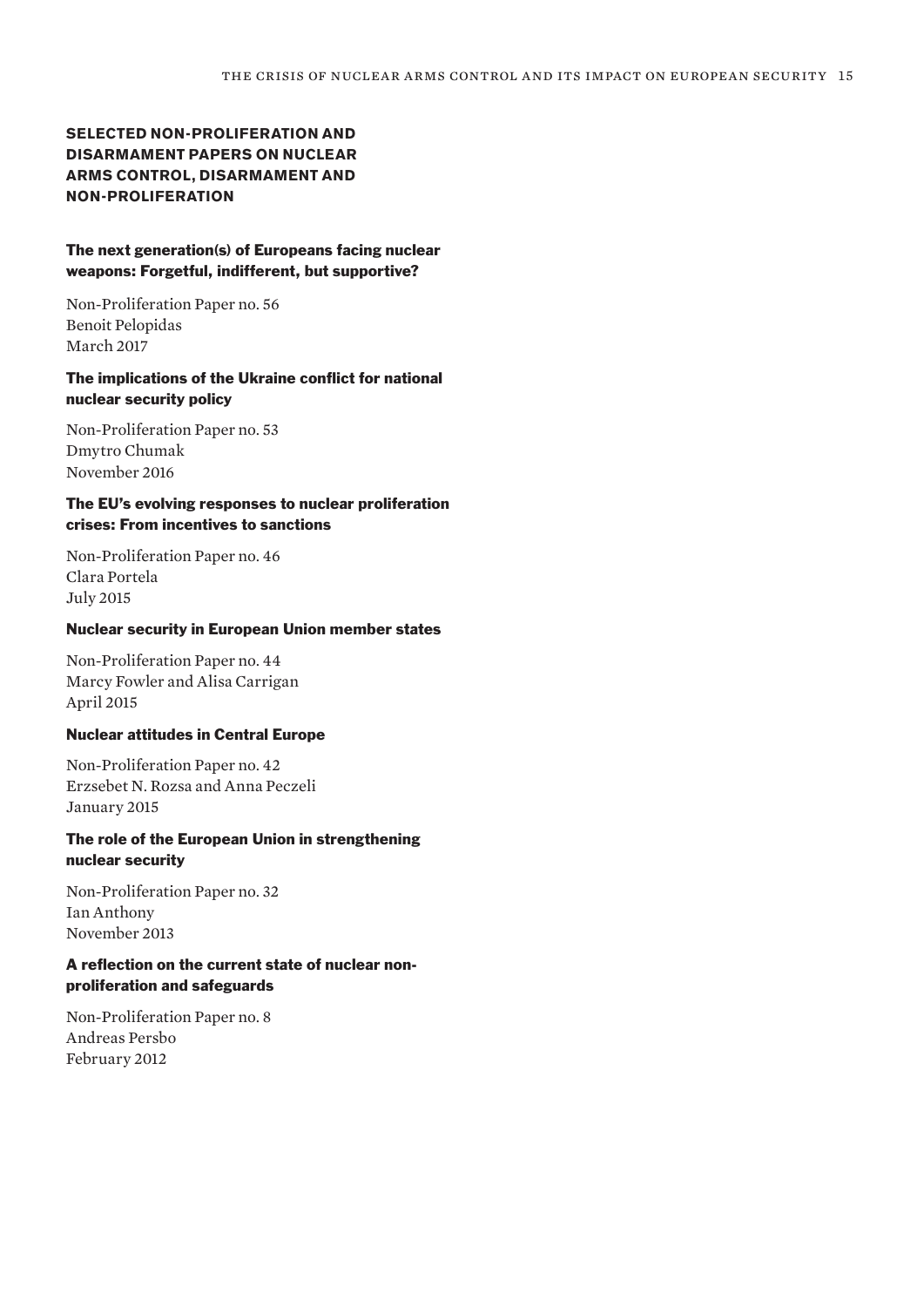## SELECTED NON-PROLIFERATION AND DISARMAMENT PAPERS ON NUCLEAR ARMS CONTROL, DISARMAMENT AND NON-PROLIFERATION

### The next generation(s) of Europeans facing nuclear weapons: Forgetful, indifferent, but supportive?

Non-Proliferation Paper no. 56
Benoit Pelopidas
March 2017

### The implications of the Ukraine conflict for national nuclear security policy

Non-Proliferation Paper no. 53
Dmytro Chumak
November 2016

### The EU's evolving responses to nuclear proliferation crises: From incentives to sanctions

Non-Proliferation Paper no. 46
Clara Portela
July 2015

### Nuclear security in European Union member states

Non-Proliferation Paper no. 44
Marcy Fowler and Alisa Carrigan
April 2015

### Nuclear attitudes in Central Europe

Non-Proliferation Paper no. 42
Erzsebet N. Rozsa and Anna Peczeli
January 2015

### The role of the European Union in strengthening nuclear security

Non-Proliferation Paper no. 32
Ian Anthony
November 2013

### A reflection on the current state of nuclear non-proliferation and safeguards

Non-Proliferation Paper no. 8
Andreas Persbo
February 2012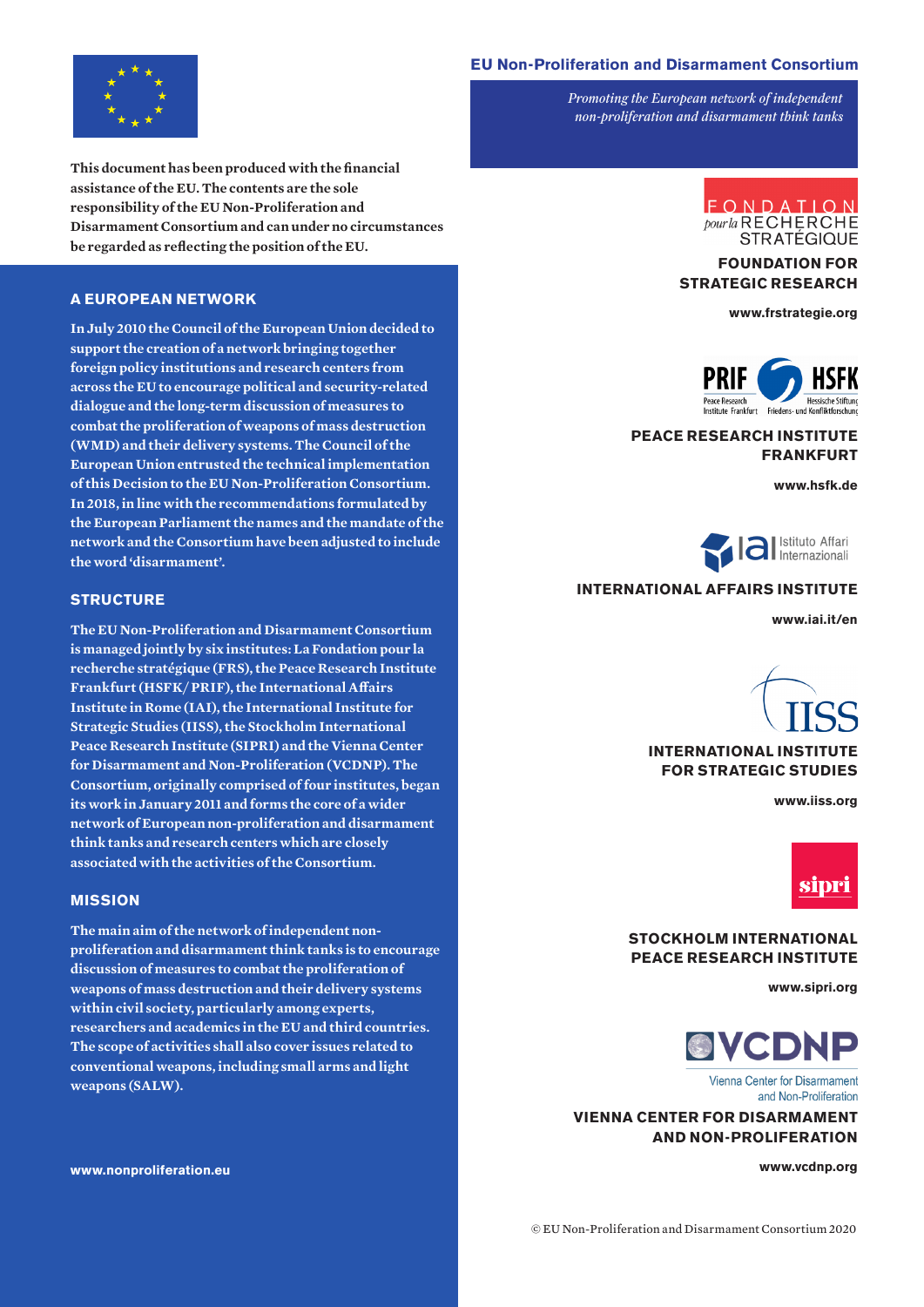**This document has been produced with the financial assistance of the EU. The contents are the sole responsibility of the EU Non-Proliferation and Disarmament Consortium and can under no circumstances be regarded as reflecting the position of the EU.**

## A EUROPEAN NETWORK

**In July 2010 the Council of the European Union decided to support the creation of a network bringing together foreign policy institutions and research centers from across the EU to encourage political and security-related dialogue and the long-term discussion of measures to combat the proliferation of weapons of mass destruction (WMD) and their delivery systems. The Council of the European Union entrusted the technical implementation of this Decision to the EU Non-Proliferation Consortium. In 2018, in line with the recommendations formulated by the European Parliament the names and the mandate of the network and the Consortium have been adjusted to include the word 'disarmament'.**

## STRUCTURE

**The EU Non-Proliferation and Disarmament Consortium is managed jointly by six institutes: La Fondation pour la recherche stratégique (FRS), the Peace Research Institute Frankfurt (HSFK/ PRIF), the International Affairs Institute in Rome (IAI), the International Institute for Strategic Studies (IISS), the Stockholm International Peace Research Institute (SIPRI) and the Vienna Center for Disarmament and Non-Proliferation (VCDNP). The Consortium, originally comprised of four institutes, began its work in January 2011 and forms the core of a wider network of European non-proliferation and disarmament think tanks and research centers which are closely associated with the activities of the Consortium.**

## MISSION

**The main aim of the network of independent non-proliferation and disarmament think tanks is to encourage discussion of measures to combat the proliferation of weapons of mass destruction and their delivery systems within civil society, particularly among experts, researchers and academics in the EU and third countries. The scope of activities shall also cover issues related to conventional weapons, including small arms and light weapons (SALW).**

**www.nonproliferation.eu**

## EU Non-Proliferation and Disarmament Consortium

*Promoting the European network of independent non-proliferation and disarmament think tanks*

FONDATION pour la RECHERCHE STRATÉGIQUE

**FOUNDATION FOR STRATEGIC RESEARCH**

**www.frstrategie.org**

PRIF HSFK
Peace Research Institute Frankfurt
Hessische Stiftung Friedens- und Konfliktforschung

**PEACE RESEARCH INSTITUTE FRANKFURT**

**www.hsfk.de**

IAI Istituto Affari Internazionali

**INTERNATIONAL AFFAIRS INSTITUTE**

**www.iai.it/en**

IISS

**INTERNATIONAL INSTITUTE FOR STRATEGIC STUDIES**

**www.iiss.org**

sipri

**STOCKHOLM INTERNATIONAL PEACE RESEARCH INSTITUTE**

**www.sipri.org**

VCDNP
Vienna Center for Disarmament and Non-Proliferation

**VIENNA CENTER FOR DISARMAMENT AND NON-PROLIFERATION**

**www.vcdnp.org**

© EU Non-Proliferation and Disarmament Consortium 2020